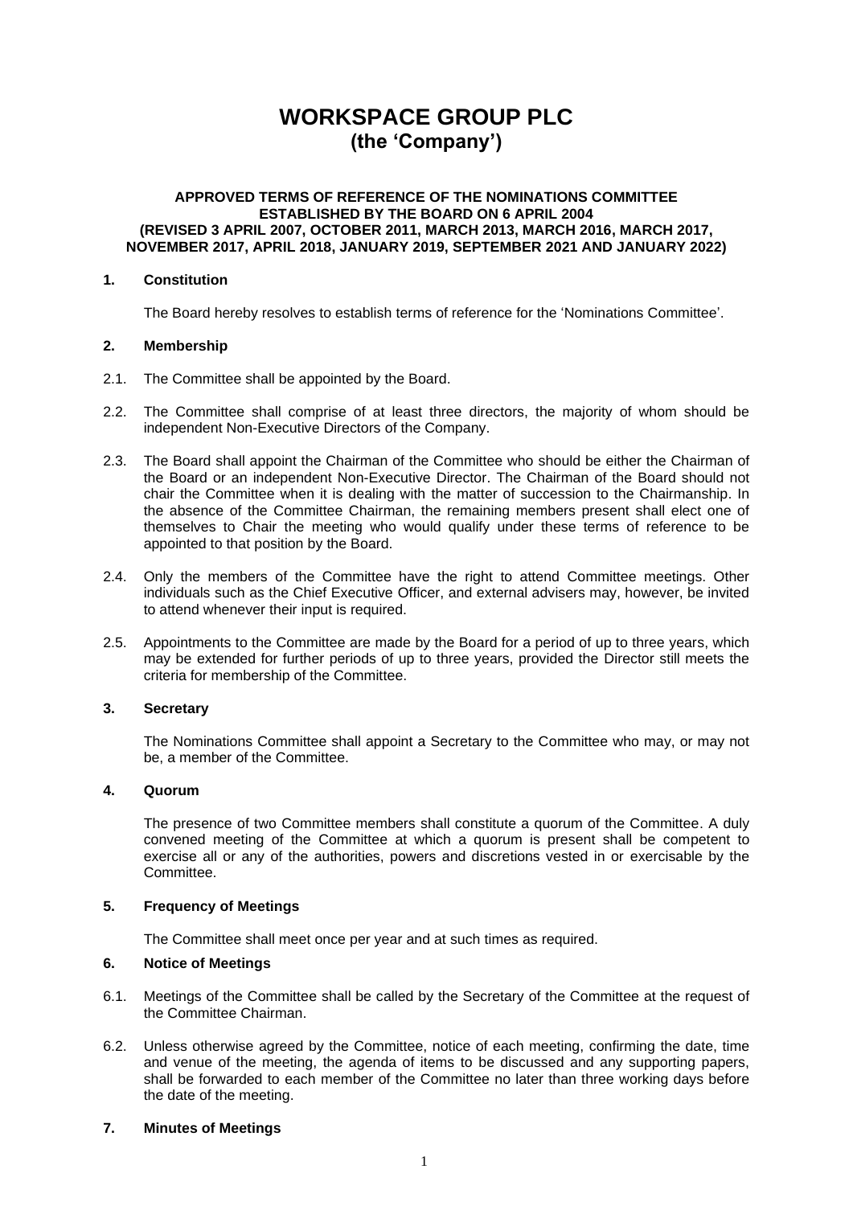# WORKSPACE GROUP PLC
## (the 'Company')

**APPROVED TERMS OF REFERENCE OF THE NOMINATIONS COMMITTEE ESTABLISHED BY THE BOARD ON 6 APRIL 2004 (REVISED 3 APRIL 2007, OCTOBER 2011, MARCH 2013, MARCH 2016, MARCH 2017, NOVEMBER 2017, APRIL 2018, JANUARY 2019, SEPTEMBER 2021 AND JANUARY 2022)**

### 1. Constitution

The Board hereby resolves to establish terms of reference for the 'Nominations Committee'.

### 2. Membership

2.1. The Committee shall be appointed by the Board.

2.2. The Committee shall comprise of at least three directors, the majority of whom should be independent Non-Executive Directors of the Company.

2.3. The Board shall appoint the Chairman of the Committee who should be either the Chairman of the Board or an independent Non-Executive Director. The Chairman of the Board should not chair the Committee when it is dealing with the matter of succession to the Chairmanship. In the absence of the Committee Chairman, the remaining members present shall elect one of themselves to Chair the meeting who would qualify under these terms of reference to be appointed to that position by the Board.

2.4. Only the members of the Committee have the right to attend Committee meetings. Other individuals such as the Chief Executive Officer, and external advisers may, however, be invited to attend whenever their input is required.

2.5. Appointments to the Committee are made by the Board for a period of up to three years, which may be extended for further periods of up to three years, provided the Director still meets the criteria for membership of the Committee.

### 3. Secretary

The Nominations Committee shall appoint a Secretary to the Committee who may, or may not be, a member of the Committee.

### 4. Quorum

The presence of two Committee members shall constitute a quorum of the Committee. A duly convened meeting of the Committee at which a quorum is present shall be competent to exercise all or any of the authorities, powers and discretions vested in or exercisable by the Committee.

### 5. Frequency of Meetings

The Committee shall meet once per year and at such times as required.

### 6. Notice of Meetings

6.1. Meetings of the Committee shall be called by the Secretary of the Committee at the request of the Committee Chairman.

6.2. Unless otherwise agreed by the Committee, notice of each meeting, confirming the date, time and venue of the meeting, the agenda of items to be discussed and any supporting papers, shall be forwarded to each member of the Committee no later than three working days before the date of the meeting.

### 7. Minutes of Meetings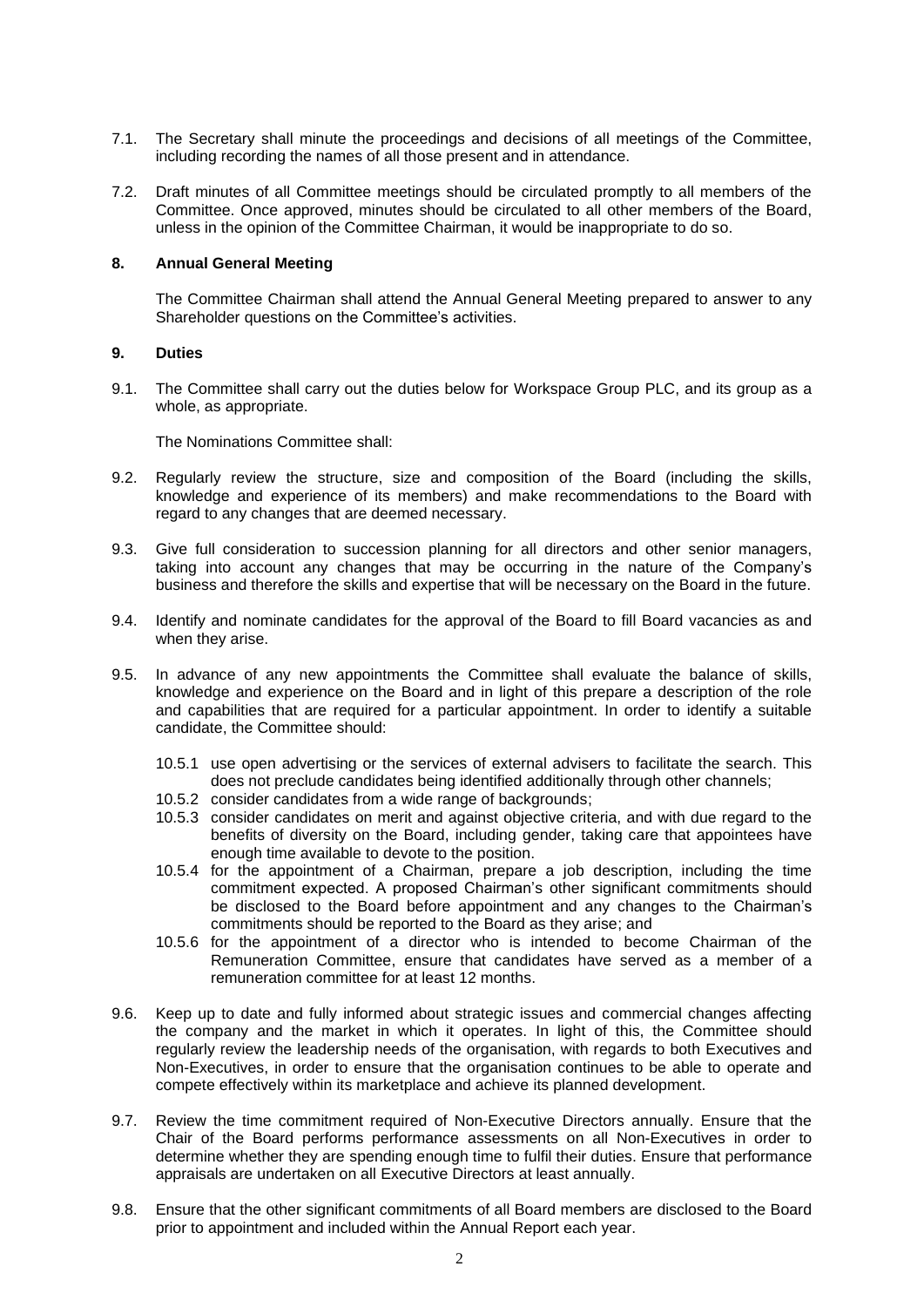7.1. The Secretary shall minute the proceedings and decisions of all meetings of the Committee, including recording the names of all those present and in attendance.

7.2. Draft minutes of all Committee meetings should be circulated promptly to all members of the Committee. Once approved, minutes should be circulated to all other members of the Board, unless in the opinion of the Committee Chairman, it would be inappropriate to do so.

**8. Annual General Meeting**

The Committee Chairman shall attend the Annual General Meeting prepared to answer to any Shareholder questions on the Committee's activities.

**9. Duties**

9.1. The Committee shall carry out the duties below for Workspace Group PLC, and its group as a whole, as appropriate.

The Nominations Committee shall:

9.2. Regularly review the structure, size and composition of the Board (including the skills, knowledge and experience of its members) and make recommendations to the Board with regard to any changes that are deemed necessary.

9.3. Give full consideration to succession planning for all directors and other senior managers, taking into account any changes that may be occurring in the nature of the Company's business and therefore the skills and expertise that will be necessary on the Board in the future.

9.4. Identify and nominate candidates for the approval of the Board to fill Board vacancies as and when they arise.

9.5. In advance of any new appointments the Committee shall evaluate the balance of skills, knowledge and experience on the Board and in light of this prepare a description of the role and capabilities that are required for a particular appointment. In order to identify a suitable candidate, the Committee should:

10.5.1 use open advertising or the services of external advisers to facilitate the search. This does not preclude candidates being identified additionally through other channels;
10.5.2 consider candidates from a wide range of backgrounds;
10.5.3 consider candidates on merit and against objective criteria, and with due regard to the benefits of diversity on the Board, including gender, taking care that appointees have enough time available to devote to the position.
10.5.4 for the appointment of a Chairman, prepare a job description, including the time commitment expected. A proposed Chairman's other significant commitments should be disclosed to the Board before appointment and any changes to the Chairman's commitments should be reported to the Board as they arise; and
10.5.6 for the appointment of a director who is intended to become Chairman of the Remuneration Committee, ensure that candidates have served as a member of a remuneration committee for at least 12 months.

9.6. Keep up to date and fully informed about strategic issues and commercial changes affecting the company and the market in which it operates. In light of this, the Committee should regularly review the leadership needs of the organisation, with regards to both Executives and Non-Executives, in order to ensure that the organisation continues to be able to operate and compete effectively within its marketplace and achieve its planned development.

9.7. Review the time commitment required of Non-Executive Directors annually. Ensure that the Chair of the Board performs performance assessments on all Non-Executives in order to determine whether they are spending enough time to fulfil their duties. Ensure that performance appraisals are undertaken on all Executive Directors at least annually.

9.8. Ensure that the other significant commitments of all Board members are disclosed to the Board prior to appointment and included within the Annual Report each year.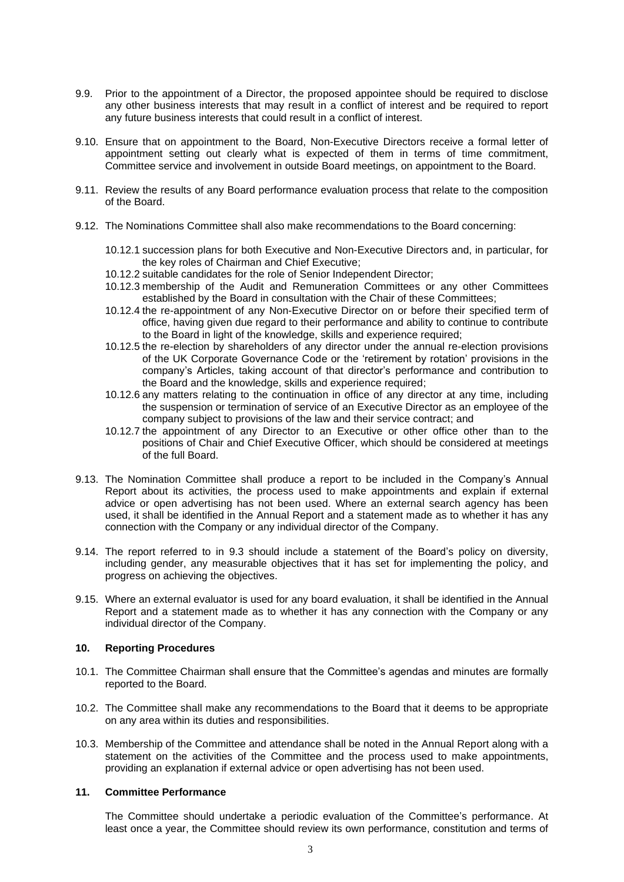9.9. Prior to the appointment of a Director, the proposed appointee should be required to disclose any other business interests that may result in a conflict of interest and be required to report any future business interests that could result in a conflict of interest.

9.10. Ensure that on appointment to the Board, Non-Executive Directors receive a formal letter of appointment setting out clearly what is expected of them in terms of time commitment, Committee service and involvement in outside Board meetings, on appointment to the Board.

9.11. Review the results of any Board performance evaluation process that relate to the composition of the Board.

9.12. The Nominations Committee shall also make recommendations to the Board concerning:

10.12.1 succession plans for both Executive and Non-Executive Directors and, in particular, for the key roles of Chairman and Chief Executive;

10.12.2 suitable candidates for the role of Senior Independent Director;

10.12.3 membership of the Audit and Remuneration Committees or any other Committees established by the Board in consultation with the Chair of these Committees;

10.12.4 the re-appointment of any Non-Executive Director on or before their specified term of office, having given due regard to their performance and ability to continue to contribute to the Board in light of the knowledge, skills and experience required;

10.12.5 the re-election by shareholders of any director under the annual re-election provisions of the UK Corporate Governance Code or the 'retirement by rotation' provisions in the company's Articles, taking account of that director's performance and contribution to the Board and the knowledge, skills and experience required;

10.12.6 any matters relating to the continuation in office of any director at any time, including the suspension or termination of service of an Executive Director as an employee of the company subject to provisions of the law and their service contract; and

10.12.7 the appointment of any Director to an Executive or other office other than to the positions of Chair and Chief Executive Officer, which should be considered at meetings of the full Board.

9.13. The Nomination Committee shall produce a report to be included in the Company's Annual Report about its activities, the process used to make appointments and explain if external advice or open advertising has not been used. Where an external search agency has been used, it shall be identified in the Annual Report and a statement made as to whether it has any connection with the Company or any individual director of the Company.

9.14. The report referred to in 9.3 should include a statement of the Board's policy on diversity, including gender, any measurable objectives that it has set for implementing the policy, and progress on achieving the objectives.

9.15. Where an external evaluator is used for any board evaluation, it shall be identified in the Annual Report and a statement made as to whether it has any connection with the Company or any individual director of the Company.

## 10. Reporting Procedures

10.1. The Committee Chairman shall ensure that the Committee's agendas and minutes are formally reported to the Board.

10.2. The Committee shall make any recommendations to the Board that it deems to be appropriate on any area within its duties and responsibilities.

10.3. Membership of the Committee and attendance shall be noted in the Annual Report along with a statement on the activities of the Committee and the process used to make appointments, providing an explanation if external advice or open advertising has not been used.

## 11. Committee Performance

The Committee should undertake a periodic evaluation of the Committee's performance. At least once a year, the Committee should review its own performance, constitution and terms of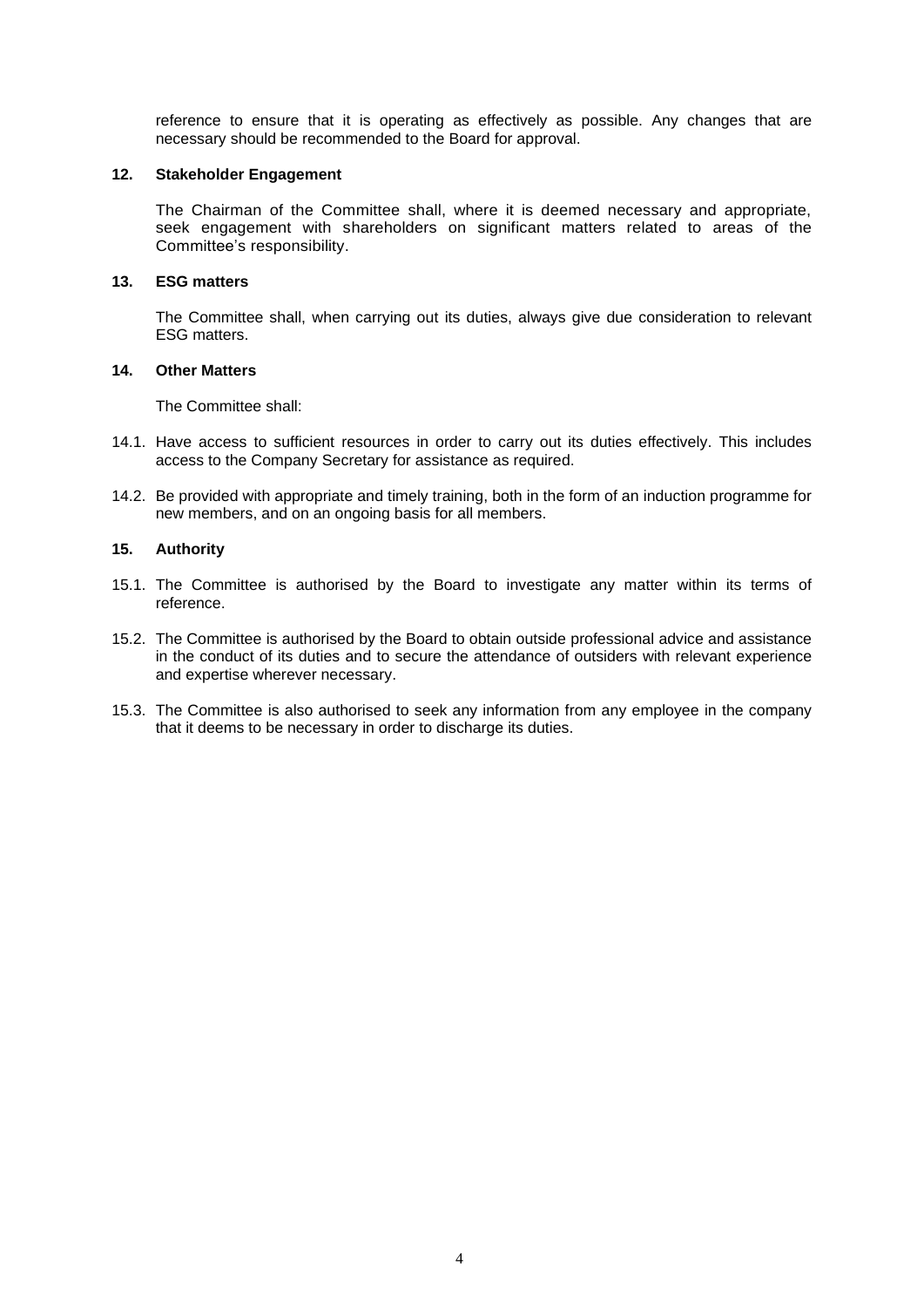reference to ensure that it is operating as effectively as possible. Any changes that are necessary should be recommended to the Board for approval.

**12. Stakeholder Engagement**

The Chairman of the Committee shall, where it is deemed necessary and appropriate, seek engagement with shareholders on significant matters related to areas of the Committee's responsibility.

**13. ESG matters**

The Committee shall, when carrying out its duties, always give due consideration to relevant ESG matters.

**14. Other Matters**

The Committee shall:

14.1. Have access to sufficient resources in order to carry out its duties effectively. This includes access to the Company Secretary for assistance as required.

14.2. Be provided with appropriate and timely training, both in the form of an induction programme for new members, and on an ongoing basis for all members.

**15. Authority**

15.1. The Committee is authorised by the Board to investigate any matter within its terms of reference.

15.2. The Committee is authorised by the Board to obtain outside professional advice and assistance in the conduct of its duties and to secure the attendance of outsiders with relevant experience and expertise wherever necessary.

15.3. The Committee is also authorised to seek any information from any employee in the company that it deems to be necessary in order to discharge its duties.